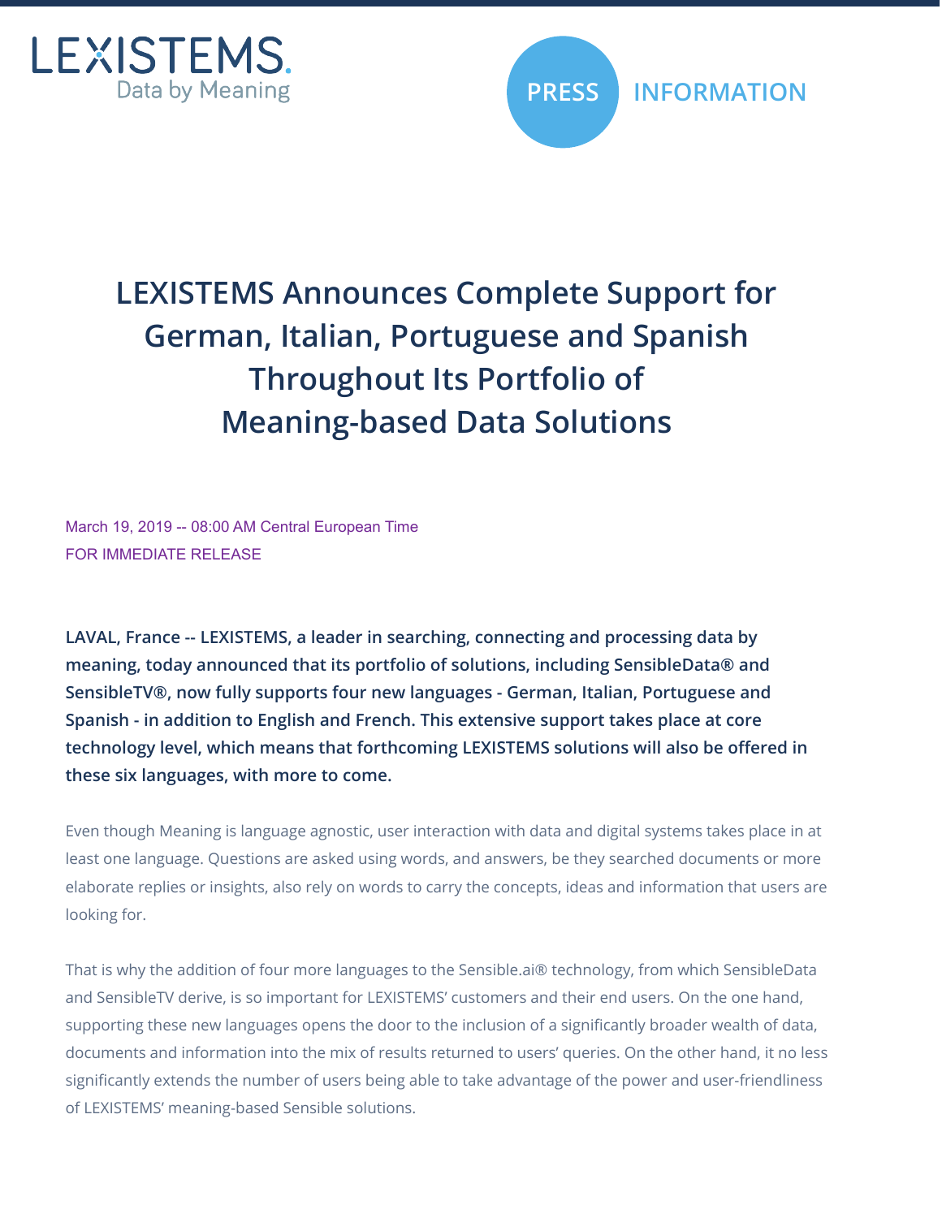LEXISTEMS.
Data by Meaning

PRESS INFORMATION

# LEXISTEMS Announces Complete Support for German, Italian, Portuguese and Spanish Throughout Its Portfolio of Meaning-based Data Solutions

March 19, 2019 -- 08:00 AM Central European Time
FOR IMMEDIATE RELEASE

**LAVAL, France -- LEXISTEMS, a leader in searching, connecting and processing data by meaning, today announced that its portfolio of solutions, including SensibleData® and SensibleTV®, now fully supports four new languages - German, Italian, Portuguese and Spanish - in addition to English and French. This extensive support takes place at core technology level, which means that forthcoming LEXISTEMS solutions will also be offered in these six languages, with more to come.**

Even though Meaning is language agnostic, user interaction with data and digital systems takes place in at least one language. Questions are asked using words, and answers, be they searched documents or more elaborate replies or insights, also rely on words to carry the concepts, ideas and information that users are looking for.

That is why the addition of four more languages to the Sensible.ai® technology, from which SensibleData and SensibleTV derive, is so important for LEXISTEMS' customers and their end users. On the one hand, supporting these new languages opens the door to the inclusion of a significantly broader wealth of data, documents and information into the mix of results returned to users' queries. On the other hand, it no less significantly extends the number of users being able to take advantage of the power and user-friendliness of LEXISTEMS' meaning-based Sensible solutions.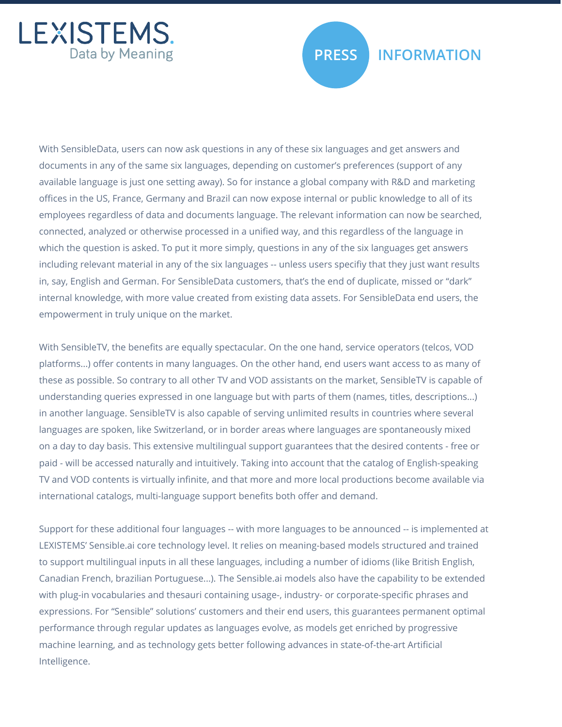With SensibleData, users can now ask questions in any of these six languages and get answers and documents in any of the same six languages, depending on customer's preferences (support of any available language is just one setting away). So for instance a global company with R&D and marketing offices in the US, France, Germany and Brazil can now expose internal or public knowledge to all of its employees regardless of data and documents language. The relevant information can now be searched, connected, analyzed or otherwise processed in a unified way, and this regardless of the language in which the question is asked. To put it more simply, questions in any of the six languages get answers including relevant material in any of the six languages -- unless users specifiy that they just want results in, say, English and German. For SensibleData customers, that's the end of duplicate, missed or "dark" internal knowledge, with more value created from existing data assets. For SensibleData end users, the empowerment in truly unique on the market.

With SensibleTV, the benefits are equally spectacular. On the one hand, service operators (telcos, VOD platforms...) offer contents in many languages. On the other hand, end users want access to as many of these as possible. So contrary to all other TV and VOD assistants on the market, SensibleTV is capable of understanding queries expressed in one language but with parts of them (names, titles, descriptions...) in another language. SensibleTV is also capable of serving unlimited results in countries where several languages are spoken, like Switzerland, or in border areas where languages are spontaneously mixed on a day to day basis. This extensive multilingual support guarantees that the desired contents - free or paid - will be accessed naturally and intuitively. Taking into account that the catalog of English-speaking TV and VOD contents is virtually infinite, and that more and more local productions become available via international catalogs, multi-language support benefits both offer and demand.

Support for these additional four languages -- with more languages to be announced -- is implemented at LEXISTEMS' Sensible.ai core technology level. It relies on meaning-based models structured and trained to support multilingual inputs in all these languages, including a number of idioms (like British English, Canadian French, brazilian Portuguese...). The Sensible.ai models also have the capability to be extended with plug-in vocabularies and thesauri containing usage-, industry- or corporate-specific phrases and expressions. For "Sensible" solutions' customers and their end users, this guarantees permanent optimal performance through regular updates as languages evolve, as models get enriched by progressive machine learning, and as technology gets better following advances in state-of-the-art Artificial Intelligence.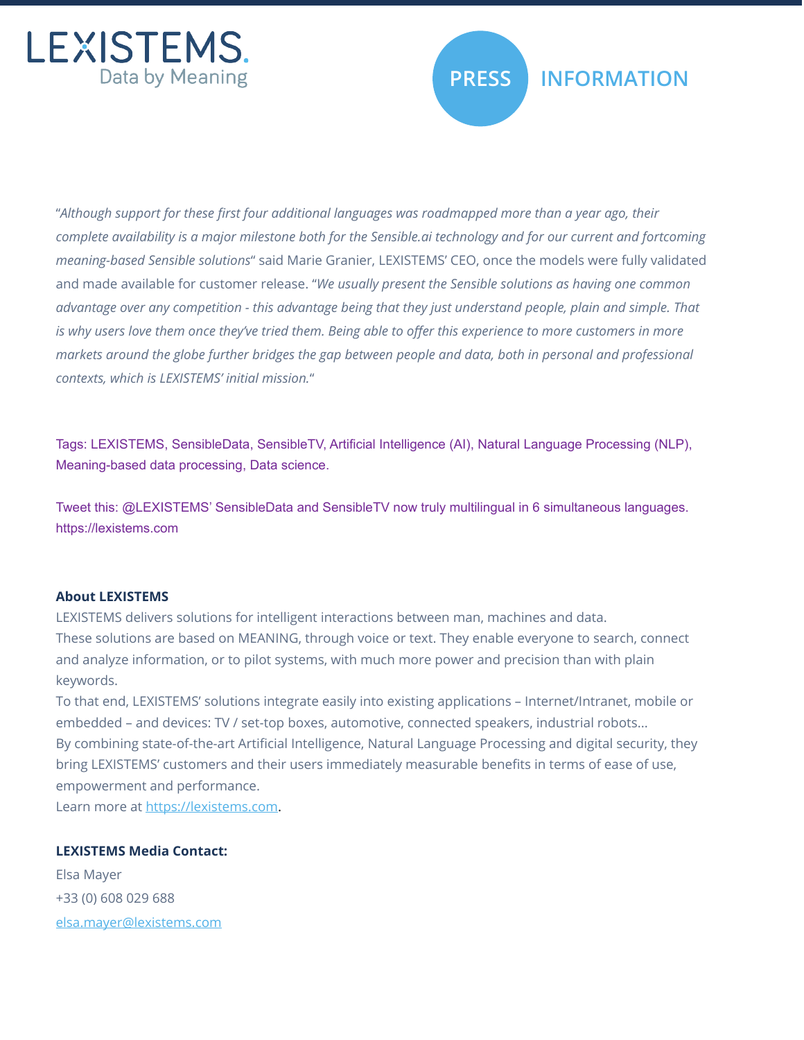"*Although support for these first four additional languages was roadmapped more than a year ago, their complete availability is a major milestone both for the Sensible.ai technology and for our current and fortcoming meaning-based Sensible solutions*" said Marie Granier, LEXISTEMS' CEO, once the models were fully validated and made available for customer release. "*We usually present the Sensible solutions as having one common advantage over any competition - this advantage being that they just understand people, plain and simple. That is why users love them once they've tried them. Being able to offer this experience to more customers in more markets around the globe further bridges the gap between people and data, both in personal and professional contexts, which is LEXISTEMS' initial mission.*"

Tags: LEXISTEMS, SensibleData, SensibleTV, Artificial Intelligence (AI), Natural Language Processing (NLP), Meaning-based data processing, Data science.

Tweet this: @LEXISTEMS' SensibleData and SensibleTV now truly multilingual in 6 simultaneous languages. https://lexistems.com

**About LEXISTEMS**

LEXISTEMS delivers solutions for intelligent interactions between man, machines and data.
These solutions are based on MEANING, through voice or text. They enable everyone to search, connect and analyze information, or to pilot systems, with much more power and precision than with plain keywords.
To that end, LEXISTEMS' solutions integrate easily into existing applications – Internet/Intranet, mobile or embedded – and devices: TV / set-top boxes, automotive, connected speakers, industrial robots...
By combining state-of-the-art Artificial Intelligence, Natural Language Processing and digital security, they bring LEXISTEMS' customers and their users immediately measurable benefits in terms of ease of use, empowerment and performance.
Learn more at [https://lexistems.com](https://lexistems.com).

**LEXISTEMS Media Contact:**

Elsa Mayer
+33 (0) 608 029 688
[elsa.mayer@lexistems.com](mailto:elsa.mayer@lexistems.com)